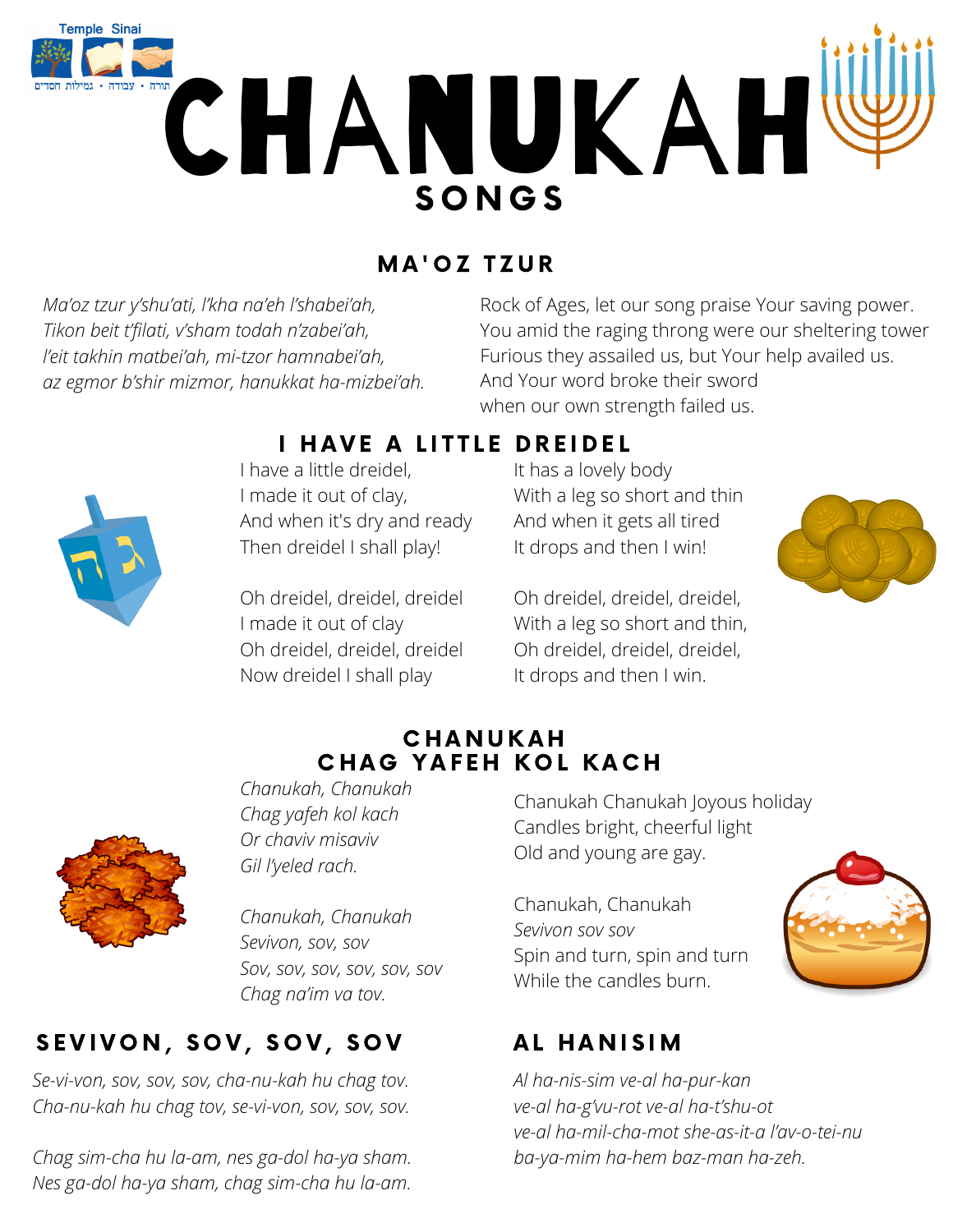Temple Sinai

תורה • עבודה • גמילות חסדים

# CHANUKAH SONGS

## MA'OZ TZUR

*Ma'oz tzur y'shu'ati, l'kha na'eh l'shabei'ah,*
*Tikon beit t'filati, v'sham todah n'zabei'ah,*
*l'eit takhin matbei'ah, mi-tzor hamnabei'ah,*
*az egmor b'shir mizmor, hanukkat ha-mizbei'ah.*

Rock of Ages, let our song praise Your saving power.
You amid the raging throng were our sheltering tower
Furious they assailed us, but Your help availed us.
And Your word broke their sword
when our own strength failed us.

## I HAVE A LITTLE DREIDEL

I have a little dreidel,
I made it out of clay,
And when it's dry and ready
Then dreidel I shall play!

Oh dreidel, dreidel, dreidel
I made it out of clay
Oh dreidel, dreidel, dreidel
Now dreidel I shall play

It has a lovely body
With a leg so short and thin
And when it gets all tired
It drops and then I win!

Oh dreidel, dreidel, dreidel,
With a leg so short and thin,
Oh dreidel, dreidel, dreidel,
It drops and then I win.

## CHANUKAH CHAG YAFEH KOL KACH

*Chanukah, Chanukah*
*Chag yafeh kol kach*
*Or chaviv misaviv*
*Gil l'yeled rach.*

*Chanukah, Chanukah*
*Sevivon, sov, sov*
*Sov, sov, sov, sov, sov, sov*
*Chag na'im va tov.*

Chanukah Chanukah Joyous holiday
Candles bright, cheerful light
Old and young are gay.

Chanukah, Chanukah
*Sevivon sov sov*
Spin and turn, spin and turn
While the candles burn.

## SEVIVON, SOV, SOV, SOV

*Se-vi-von, sov, sov, sov, cha-nu-kah hu chag tov.*
*Cha-nu-kah hu chag tov, se-vi-von, sov, sov, sov.*

*Chag sim-cha hu la-am, nes ga-dol ha-ya sham.*
*Nes ga-dol ha-ya sham, chag sim-cha hu la-am.*

## AL HANISIM

*Al ha-nis-sim ve-al ha-pur-kan*
*ve-al ha-g'vu-rot ve-al ha-t'shu-ot*
*ve-al ha-mil-cha-mot she-as-it-a l'av-o-tei-nu*
*ba-ya-mim ha-hem baz-man ha-zeh.*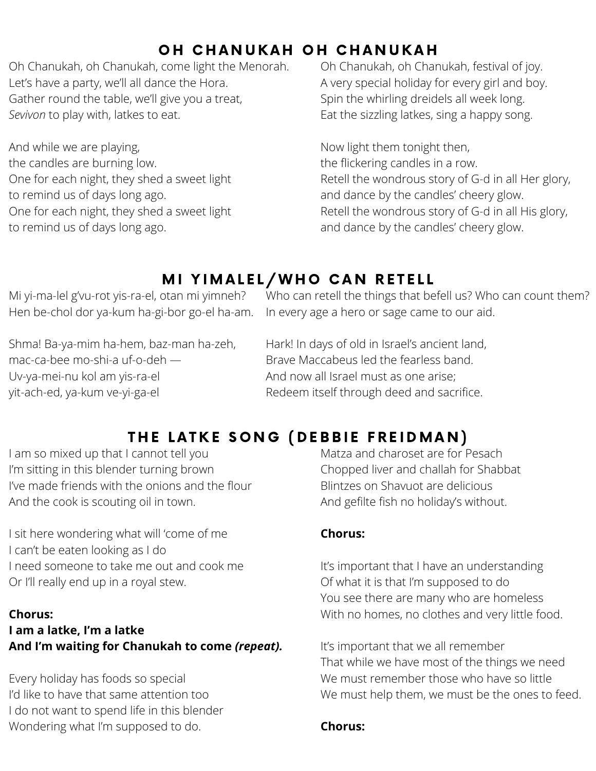## OH CHANUKAH OH CHANUKAH

Oh Chanukah, oh Chanukah, come light the Menorah.
Let's have a party, we'll all dance the Hora.
Gather round the table, we'll give you a treat,
*Sevivon* to play with, latkes to eat.

And while we are playing,
the candles are burning low.
One for each night, they shed a sweet light
to remind us of days long ago.
One for each night, they shed a sweet light
to remind us of days long ago.

Oh Chanukah, oh Chanukah, festival of joy.
A very special holiday for every girl and boy.
Spin the whirling dreidels all week long.
Eat the sizzling latkes, sing a happy song.

Now light them tonight then,
the flickering candles in a row.
Retell the wondrous story of G-d in all Her glory,
and dance by the candles' cheery glow.
Retell the wondrous story of G-d in all His glory,
and dance by the candles' cheery glow.

## MI YIMALEL/WHO CAN RETELL

Mi yi-ma-lel g'vu-rot yis-ra-el, otan mi yimneh?
Hen be-chol dor ya-kum ha-gi-bor go-el ha-am.

Shma! Ba-ya-mim ha-hem, baz-man ha-zeh,
mac-ca-bee mo-shi-a uf-o-deh —
Uv-ya-mei-nu kol am yis-ra-el
yit-ach-ed, ya-kum ve-yi-ga-el

Who can retell the things that befell us? Who can count them?
In every age a hero or sage came to our aid.

Hark! In days of old in Israel's ancient land,
Brave Maccabeus led the fearless band.
And now all Israel must as one arise;
Redeem itself through deed and sacrifice.

## THE LATKE SONG (DEBBIE FREIDMAN)

I am so mixed up that I cannot tell you
I'm sitting in this blender turning brown
I've made friends with the onions and the flour
And the cook is scouting oil in town.

I sit here wondering what will 'come of me
I can't be eaten looking as I do
I need someone to take me out and cook me
Or I'll really end up in a royal stew.

**Chorus:**
**I am a latke, I'm a latke**
**And I'm waiting for Chanukah to come *(repeat).***

Every holiday has foods so special
I'd like to have that same attention too
I do not want to spend life in this blender
Wondering what I'm supposed to do.

Matza and charoset are for Pesach
Chopped liver and challah for Shabbat
Blintzes on Shavuot are delicious
And gefilte fish no holiday's without.

**Chorus:**

It's important that I have an understanding
Of what it is that I'm supposed to do
You see there are many who are homeless
With no homes, no clothes and very little food.

It's important that we all remember
That while we have most of the things we need
We must remember those who have so little
We must help them, we must be the ones to feed.

**Chorus:**